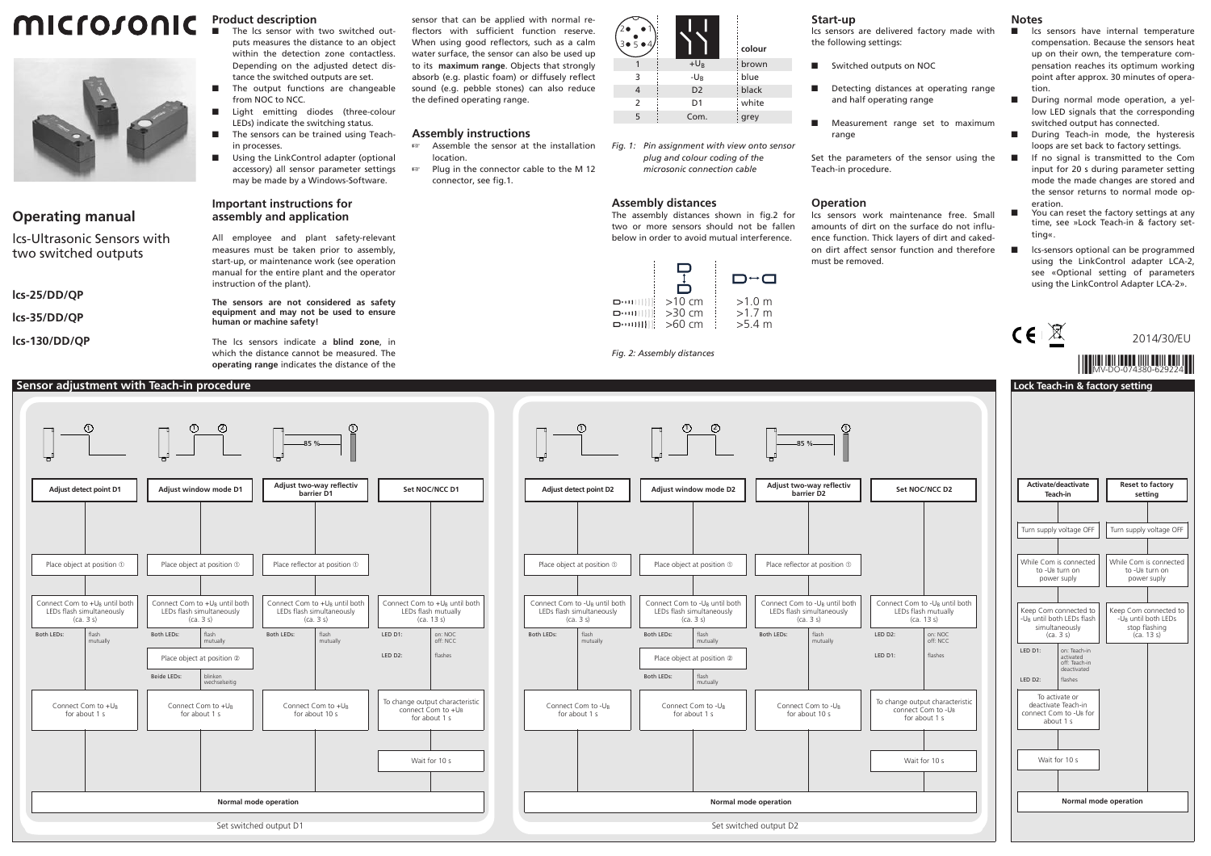# microsonic

## Operating manual

lcs-Ultrasonic Sensors with two switched outputs

**lcs-25/DD/QP**

**lcs-35/DD/QP**

**lcs-130/DD/QP**

## Product description

- The lcs sensor with two switched outputs measures the distance to an object within the detection zone contactless. Depending on the adjusted detect distance the switched outputs are set.
- The output functions are changeable from NOC to NCC.
- Light emitting diodes (three-colour LEDs) indicate the switching status.
- The sensors can be trained using Teach-in processes.
- Using the LinkControl adapter (optional accessory) all sensor parameter settings may be made by a Windows-Software.

## Important instructions for assembly and application

All employee and plant safety-relevant measures must be taken prior to assembly, start-up, or maintenance work (see operation manual for the entire plant and the operator instruction of the plant).

**The sensors are not considered as safety equipment and may not be used to ensure human or machine safety!**

The lcs sensors indicate a **blind zone**, in which the distance cannot be measured. The **operating range** indicates the distance of the sensor that can be applied with normal reflectors with sufficient function reserve. When using good reflectors, such as a calm water surface, the sensor can also be used up to its **maximum range**. Objects that strongly absorb (e.g. plastic foam) or diffusely reflect sound (e.g. pebble stones) can also reduce the defined operating range.

## Assembly instructions

- ☞ Assemble the sensor at the installation location.
- ☞ Plug in the connector cable to the M 12 connector, see fig.1.

| | | colour |
|---|---|---|
| 1 | $+U_B$ | brown |
| 3 | $-U_B$ | blue |
| 4 | D2 | black |
| 2 | D1 | white |
| 5 | Com. | grey |

*Fig. 1: Pin assignment with view onto sensor plug and colour coding of the microsonic connection cable*

## Assembly distances

The assembly distances shown in fig.2 for two or more sensors should not be fallen below in order to avoid mutual interference.

| | side by side | facing |
|---|---|---|
| lcs-25 | >10 cm | >1.0 m |
| lcs-35 | >30 cm | >1.7 m |
| lcs-130 | >60 cm | >5.4 m |

*Fig. 2: Assembly distances*

## Start-up

lcs sensors are delivered factory made with the following settings:

- Switched outputs on NOC
- Detecting distances at operating range and half operating range
- Measurement range set to maximum range

Set the parameters of the sensor using the Teach-in procedure.

## Operation

lcs sensors work maintenance free. Small amounts of dirt on the surface do not influence function. Thick layers of dirt and caked-on dirt affect sensor function and therefore must be removed.

## Notes

- lcs sensors have internal temperature compensation. Because the sensors heat up on their own, the temperature compensation reaches its optimum working point after approx. 30 minutes of operation.
- During normal mode operation, a yellow LED signals that the corresponding switched output has connected.
- During Teach-in mode, the hysteresis loops are set back to factory settings.
- If no signal is transmitted to the Com input for 20 s during parameter setting mode the made changes are stored and the sensor returns to normal mode operation.
- You can reset the factory settings at any time, see »Lock Teach-in & factory setting«.
- lcs-sensors optional can be programmed using the LinkControl adapter LCA-2, see «Optional setting of parameters using the LinkControl Adapter LCA-2».

2014/30/EU

MV-DO-074380-629224

## Sensor adjustment with Teach-in procedure

### Set switched output D1

**Adjust detect point D1**
1. Place object at position ①
2. Connect Com to $+U_B$ until both LEDs flash simultaneously (ca. 3 s) — Both LEDs: flash mutually
3. Connect Com to $+U_B$ for about 1 s
4. Normal mode operation

**Adjust window mode D1**
1. Place object at position ①
2. Connect Com to $+U_B$ until both LEDs flash simultaneously (ca. 3 s) — Both LEDs: flash mutually
3. Place object at position ② — Beide LEDs: blinken wechselseitig
4. Connect Com to $+U_B$ for about 1 s
5. Normal mode operation

**Adjust two-way reflectiv barrier D1** (reflector at 85 %)
1. Place reflector at position ①
2. Connect Com to $+U_B$ until both LEDs flash simultaneously (ca. 3 s) — Both LEDs: flash mutually
3. Connect Com to $+U_B$ for about 10 s
4. Normal mode operation

**Set NOC/NCC D1**
1. Connect Com to $+U_B$ until both LEDs flash mutually (ca. 13 s) — LED D1: on: NOC, off: NCC; LED D2: flashes
2. To change output characteristic connect Com to $+U_B$ for about 1 s
3. Wait for 10 s
4. Normal mode operation

### Set switched output D2

**Adjust detect point D2**
1. Place object at position ①
2. Connect Com to $-U_B$ until both LEDs flash simultaneously (ca. 3 s) — Both LEDs: flash mutually
3. Connect Com to $-U_B$ for about 1 s
4. Normal mode operation

**Adjust window mode D2**
1. Place object at position ①
2. Connect Com to $-U_B$ until both LEDs flash simultaneously (ca. 3 s) — Both LEDs: flash mutually
3. Place object at position ② — Both LEDs: flash mutually
4. Connect Com to $-U_B$ for about 1 s
5. Normal mode operation

**Adjust two-way reflectiv barrier D2** (reflector at 85 %)
1. Place reflector at position ①
2. Connect Com to $-U_B$ until both LEDs flash simultaneously (ca. 3 s) — Both LEDs: flash mutually
3. Connect Com to $-U_B$ for about 10 s
4. Normal mode operation

**Set NOC/NCC D2**
1. Connect Com to $-U_B$ until both LEDs flash mutually (ca. 13 s) — LED D2: on: NOC, off: NCC; LED D1: flashes
2. To change output characteristic connect Com to $-U_B$ for about 1 s
3. Wait for 10 s
4. Normal mode operation

## Lock Teach-in & factory setting

**Activate/deactivate Teach-in**
1. Turn supply voltage OFF
2. While Com is connected to $-U_B$ turn on power suply
3. Keep Com connected to $-U_B$ until both LEDs flash simultaneously (ca. 3 s) — LED D1: on: Teach-in activated, off: Teach-in deactivated; LED D2: flashes
4. To activate or deactivate Teach-in connect Com to $-U_B$ for about 1 s
5. Wait for 10 s
6. Normal mode operation

**Reset to factory setting**
1. Turn supply voltage OFF
2. While Com is connected to $-U_B$ turn on power suply
3. Keep Com connected to $-U_B$ until both LEDs stop flashing (ca. 13 s)
4. Normal mode operation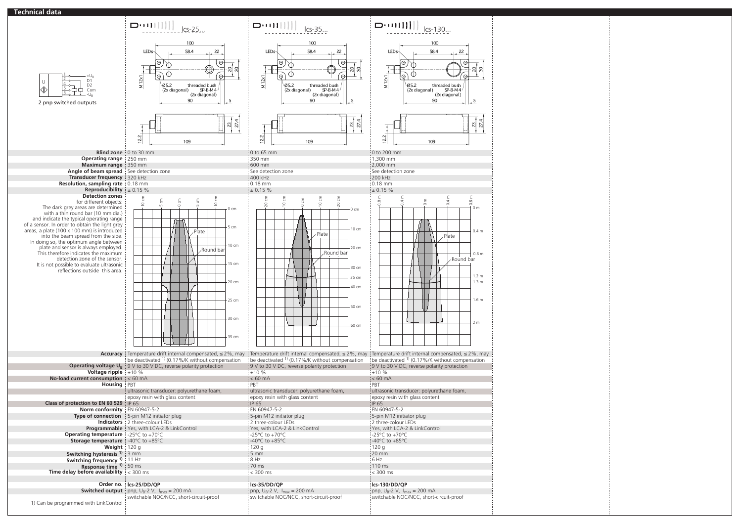## Technical data

2 pnp switched outputs

| | lcs-25... | lcs-35... | lcs-130... |
|---|---|---|---|
| **Blind zone** | 0 to 30 mm | 0 to 65 mm | 0 to 200 mm |
| **Operating range** | 250 mm | 350 mm | 1,300 mm |
| **Maximum range** | 350 mm | 600 mm | 2,000 mm |
| **Angle of beam spread** | See detection zone | See detection zone | See detection zone |
| **Transducer frequency** | 320 kHz | 400 kHz | 200 kHz |
| **Resolution, sampling rate** | 0.18 mm | 0.18 mm | 0.18 mm |
| **Reproducibility** | ± 0.15 % | ± 0.15 % | ± 0.15 % |
| **Detection zones** for different objects: The dark grey areas are determined with a thin round bar (10 mm dia.) and indicate the typical operating range of a sensor. In order to obtain the light grey areas, a plate (100 x 100 mm) is introduced into the beam spread from the side. In doing so, the optimum angle between plate and sensor is always employed. This therefore indicates the maximum detection zone of the sensor. It is not possible to evaluate ultrasonic reflections outside this area. | | | |
| **Accuracy** | Temperature drift internal compensated, ≤ 2%, may be deactivated [1] (0.17%/K without compensation | Temperature drift internal compensated, ≤ 2%, may be deactivated [1] (0.17%/K without compensation | Temperature drift internal compensated, ≤ 2%, may be deactivated [1] (0.17%/K without compensation |
| **Operating voltage $U_B$** | 9 V to 30 V DC, reverse polarity protection | 9 V to 30 V DC, reverse polarity protection | 9 V to 30 V DC, reverse polarity protection |
| **Voltage ripple** | ±10 % | ±10 % | ±10 % |
| **No-load current consumption** | < 60 mA | < 60 mA | < 60 mA |
| **Housing** | PBT | PBT | PBT |
| | ultrasonic transducer: polyurethane foam, epoxy resin with glass content | ultrasonic transducer: polyurethane foam, epoxy resin with glass content | ultrasonic transducer: polyurethane foam, epoxy resin with glass content |
| **Class of protection to EN 60 529** | IP 65 | IP 65 | IP 65 |
| **Norm conformity** | EN 60947-5-2 | EN 60947-5-2 | EN 60947-5-2 |
| **Type of connection** | 5-pin M12 initiator plug | 5-pin M12 initiator plug | 5-pin M12 initiator plug |
| **Indicators** | 2 three-colour LEDs | 2 three-colour LEDs | 2 three-colour LEDs |
| **Programmable** | Yes, with LCA-2 & LinkControl | Yes, with LCA-2 & LinkControl | Yes, with LCA-2 & LinkControl |
| **Operating temperature** | -25°C to +70°C | -25°C to +70°C | -25°C to +70°C |
| **Storage temperature** | -40°C to +85°C | -40°C to +85°C | -40°C to +85°C |
| **Weight** | 120 g | 120 g | 120 g |
| **Switching hysteresis [1]** | 3 mm | 5 mm | 20 mm |
| **Switching frequency [1]** | 11 Hz | 8 Hz | 6 Hz |
| **Response time [1]** | 50 ms | 70 ms | 110 ms |
| **Time delay before availability** | < 300 ms | < 300 ms | < 300 ms |
| **Order no.** | **lcs-25/DD/QP** | **lcs-35/DD/QP** | **lcs-130/DD/QP** |
| **Switched output** | pnp, $U_B$-2 V, $I_{max}$ = 200 mA switchable NOC/NCC, short-circuit-proof | pnp, $U_B$-2 V, $I_{max}$ = 200 mA switchable NOC/NCC, short-circuit-proof | pnp, $U_B$-2 V, $I_{max}$ = 200 mA switchable NOC/NCC, short-circuit-proof |

1) Can be programmed with LinkControl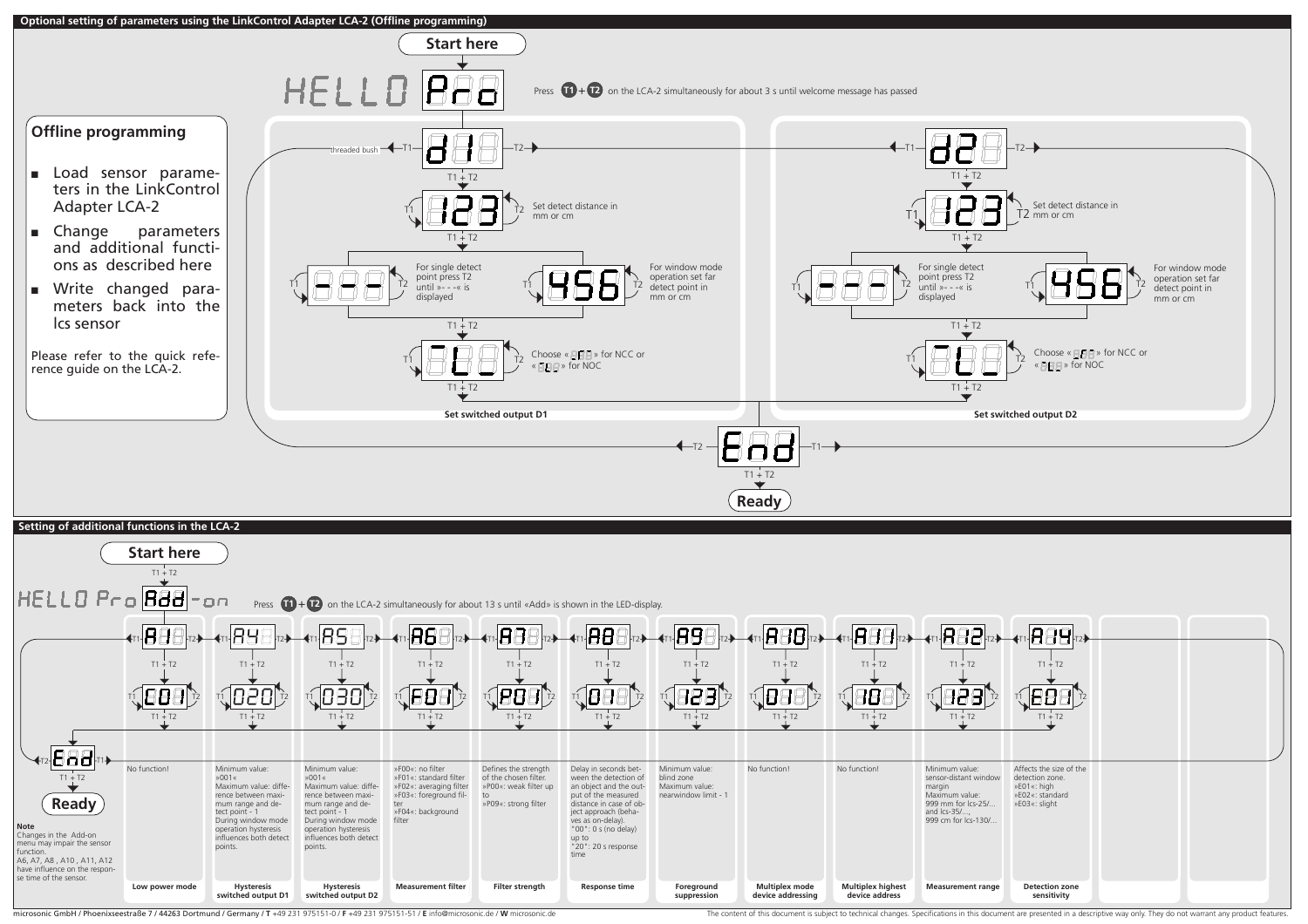## Optional setting of parameters using the LinkControl Adapter LCA-2 (Offline programming)

### Offline programming

- Load sensor parameters in the LinkControl Adapter LCA-2
- Change parameters and additional functions as described here
- Write changed parameters back into the lcs sensor

Please refer to the quick reference guide on the LCA-2.

Start here

HELLO Pro

Press T1+T2 on the LCA-2 simultaneously for about 3 s until welcome message has passed

threaded bush

d1

T1 + T2

123

Set detect distance in mm or cm

T1 + T2

- - -

For single detect point press T2 until »- - -« is displayed

456

For window mode operation set far detect point in mm or cm

T1 + T2

Choose « » for NCC or « » for NOC

T1 + T2

Set switched output D1

d2

T1 + T2

123

Set detect distance in mm or cm

T1 + T2

- - -

For single detect point press T2 until »- - -« is displayed

456

For window mode operation set far detect point in mm or cm

T1 + T2

Choose « » for NCC or « » for NOC

T1 + T2

Set switched output D2

End

T1 + T2

Ready

## Setting of additional functions in the LCA-2

Start here

T1 + T2

HELLO Pro Add -on

Press T1+T2 on the LCA-2 simultaneously for about 13 s until «Add» is shown in the LED-display.

End

T1 + T2

Ready

| Menu | A1 | A4 | A5 | A6 | A7 | A8 | A9 | A10 | A11 | A12 | A14 |
|---|---|---|---|---|---|---|---|---|---|---|---|
| Value | C01 | 020 | 030 | F01 | P01 | 01 | 123 | 01 | 10 | 123 | E01 |
| Description | No function! | Minimum value: »001« Maximum value: difference between maximum range and detect point - 1 During window mode operation hysteresis influences both detect points. | Minimum value: »001« Maximum value: difference between maximum range and detect point - 1 During window mode operation hysteresis influences both detect points. | »F00«: no filter »F01«: standard filter »F02«: averaging filter »F03«: foreground filter »F04«: background filter | Defines the strength of the chosen filter. »P00«: weak filter up to »P09«: strong filter | Delay in seconds between the detection of an object and the output of the measured distance in case of object approach (behaves as on-delay). "00": 0 s (no delay) up to "20": 20 s response time | Minimum value: blind zone Maximum value: nearwindow limit - 1 | No function! | No function! | Minimum value: sensor-distant window margin Maximum value: 999 mm for lcs-25/... and lcs-35/..., 999 cm for lcs-130/... | Affects the size of the detection zone. »E01«: high »E02«: standard »E03«: slight |
| Function | Low power mode | Hysteresis switched output D1 | Hysteresis switched output D2 | Measurement filter | Filter strength | Response time | Foreground suppression | Multiplex mode device addressing | Multiplex highest device address | Measurement range | Detection zone sensitivity |

**Note**
Changes in the Add-on menu may impair the sensor function.
A6, A7, A8 , A10 , A11, A12 have influence on the response time of the sensor.

microsonic GmbH / Phoenixseestraße 7 / 44263 Dortmund / Germany / T +49 231 975151-0 / F +49 231 975151-51 / E info@microsonic.de / W microsonic.de

The content of this document is subject to technical changes. Specifications in this document are presented in a descriptive way only. They do not warrant any product features.